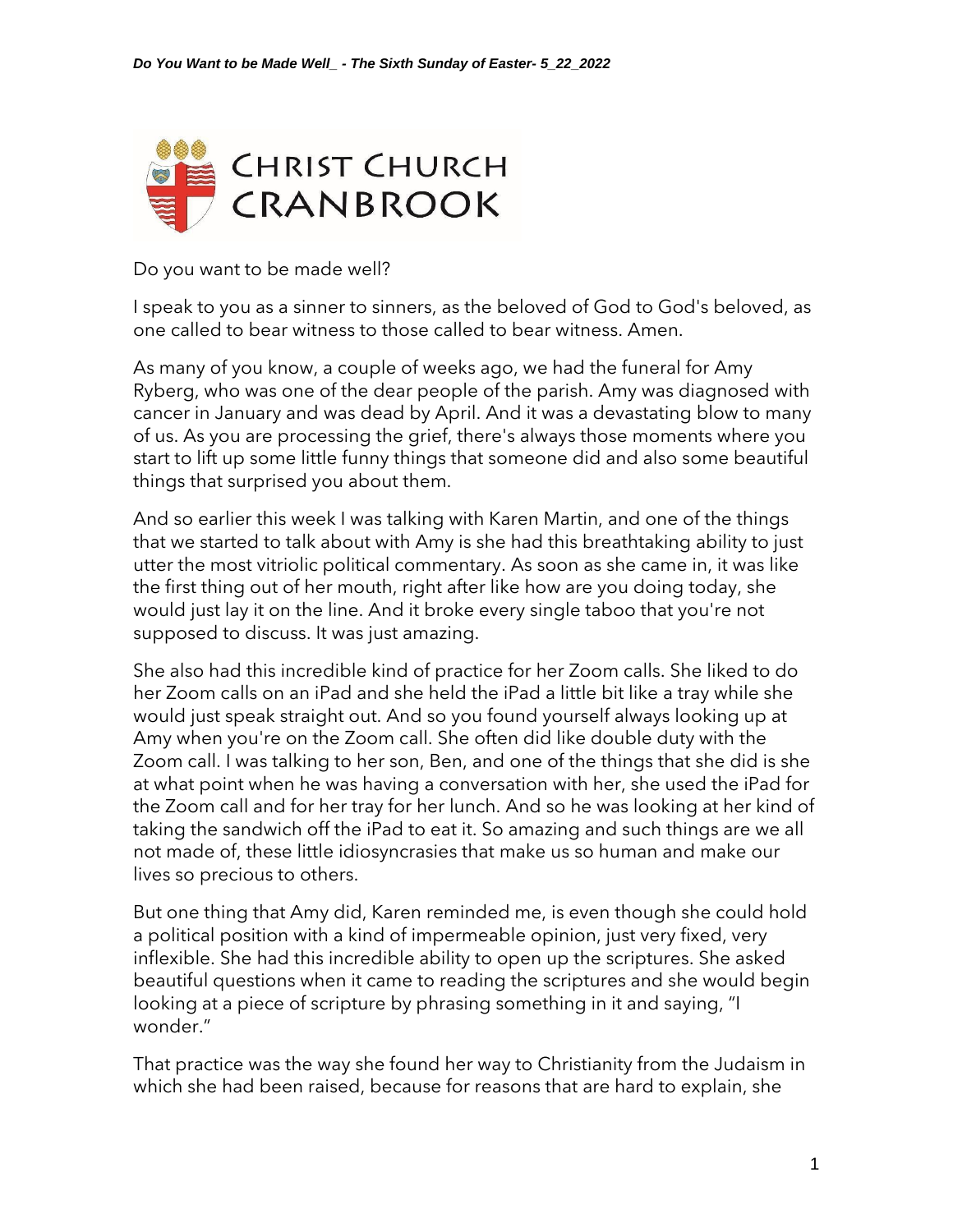Do you want to be made well?

I speak to you as a sinner to sinners, as the beloved of God to God's beloved, as one called to bear witness to those called to bear witness. Amen.

As many of you know, a couple of weeks ago, we had the funeral for Amy Ryberg, who was one of the dear people of the parish. Amy was diagnosed with cancer in January and was dead by April. And it was a devastating blow to many of us. As you are processing the grief, there's always those moments where you start to lift up some little funny things that someone did and also some beautiful things that surprised you about them.

And so earlier this week I was talking with Karen Martin, and one of the things that we started to talk about with Amy is she had this breathtaking ability to just utter the most vitriolic political commentary. As soon as she came in, it was like the first thing out of her mouth, right after like how are you doing today, she would just lay it on the line. And it broke every single taboo that you're not supposed to discuss. It was just amazing.

She also had this incredible kind of practice for her Zoom calls. She liked to do her Zoom calls on an iPad and she held the iPad a little bit like a tray while she would just speak straight out. And so you found yourself always looking up at Amy when you're on the Zoom call. She often did like double duty with the Zoom call. I was talking to her son, Ben, and one of the things that she did is she at what point when he was having a conversation with her, she used the iPad for the Zoom call and for her tray for her lunch. And so he was looking at her kind of taking the sandwich off the iPad to eat it. So amazing and such things are we all not made of, these little idiosyncrasies that make us so human and make our lives so precious to others.

But one thing that Amy did, Karen reminded me, is even though she could hold a political position with a kind of impermeable opinion, just very fixed, very inflexible. She had this incredible ability to open up the scriptures. She asked beautiful questions when it came to reading the scriptures and she would begin looking at a piece of scripture by phrasing something in it and saying, "I wonder."

That practice was the way she found her way to Christianity from the Judaism in which she had been raised, because for reasons that are hard to explain, she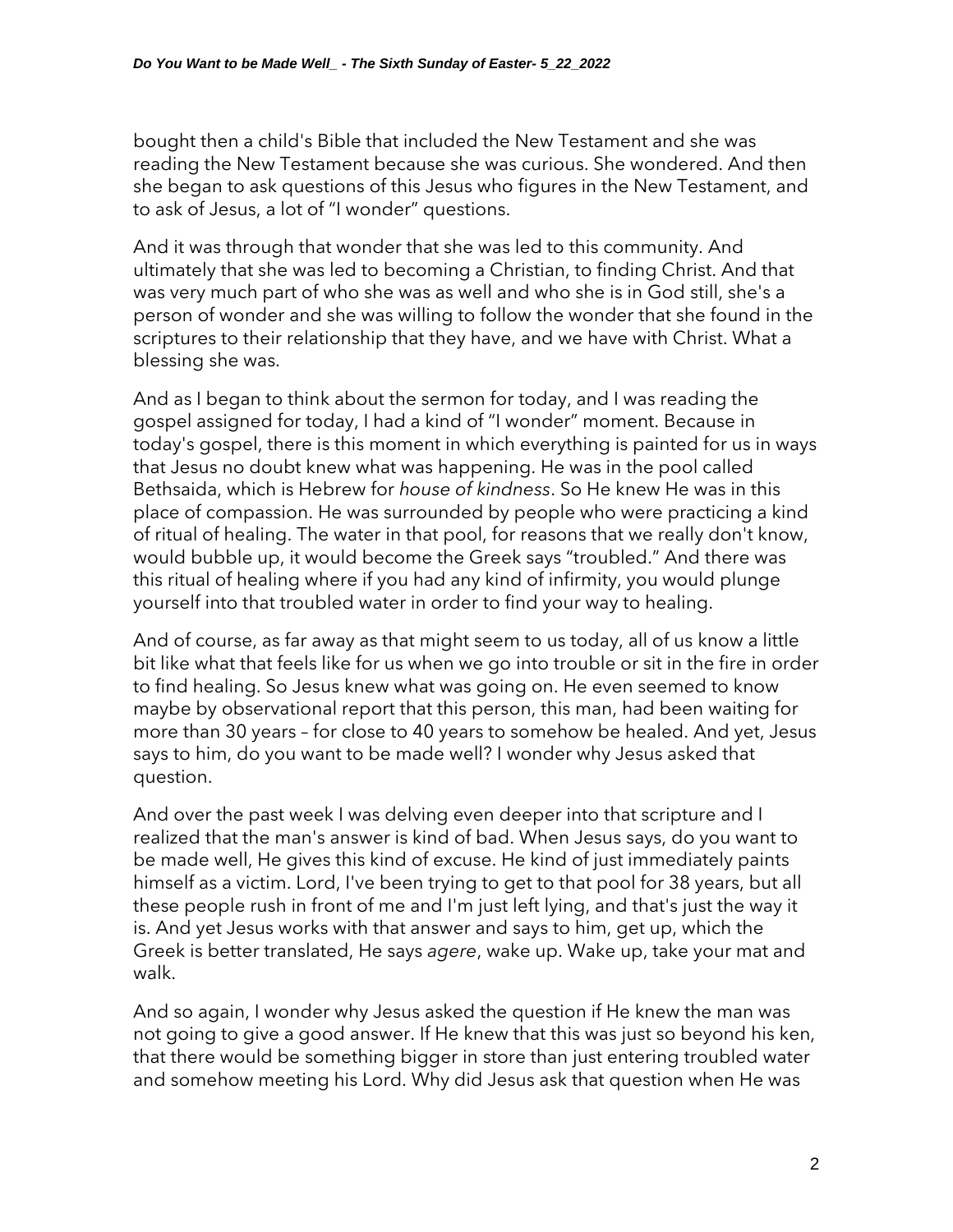bought then a child's Bible that included the New Testament and she was reading the New Testament because she was curious. She wondered. And then she began to ask questions of this Jesus who figures in the New Testament, and to ask of Jesus, a lot of "I wonder" questions.

And it was through that wonder that she was led to this community. And ultimately that she was led to becoming a Christian, to finding Christ. And that was very much part of who she was as well and who she is in God still, she's a person of wonder and she was willing to follow the wonder that she found in the scriptures to their relationship that they have, and we have with Christ. What a blessing she was.

And as I began to think about the sermon for today, and I was reading the gospel assigned for today, I had a kind of "I wonder" moment. Because in today's gospel, there is this moment in which everything is painted for us in ways that Jesus no doubt knew what was happening. He was in the pool called Bethsaida, which is Hebrew for *house of kindness*. So He knew He was in this place of compassion. He was surrounded by people who were practicing a kind of ritual of healing. The water in that pool, for reasons that we really don't know, would bubble up, it would become the Greek says "troubled." And there was this ritual of healing where if you had any kind of infirmity, you would plunge yourself into that troubled water in order to find your way to healing.

And of course, as far away as that might seem to us today, all of us know a little bit like what that feels like for us when we go into trouble or sit in the fire in order to find healing. So Jesus knew what was going on. He even seemed to know maybe by observational report that this person, this man, had been waiting for more than 30 years – for close to 40 years to somehow be healed. And yet, Jesus says to him, do you want to be made well? I wonder why Jesus asked that question.

And over the past week I was delving even deeper into that scripture and I realized that the man's answer is kind of bad. When Jesus says, do you want to be made well, He gives this kind of excuse. He kind of just immediately paints himself as a victim. Lord, I've been trying to get to that pool for 38 years, but all these people rush in front of me and I'm just left lying, and that's just the way it is. And yet Jesus works with that answer and says to him, get up, which the Greek is better translated, He says *agere*, wake up. Wake up, take your mat and walk.

And so again, I wonder why Jesus asked the question if He knew the man was not going to give a good answer. If He knew that this was just so beyond his ken, that there would be something bigger in store than just entering troubled water and somehow meeting his Lord. Why did Jesus ask that question when He was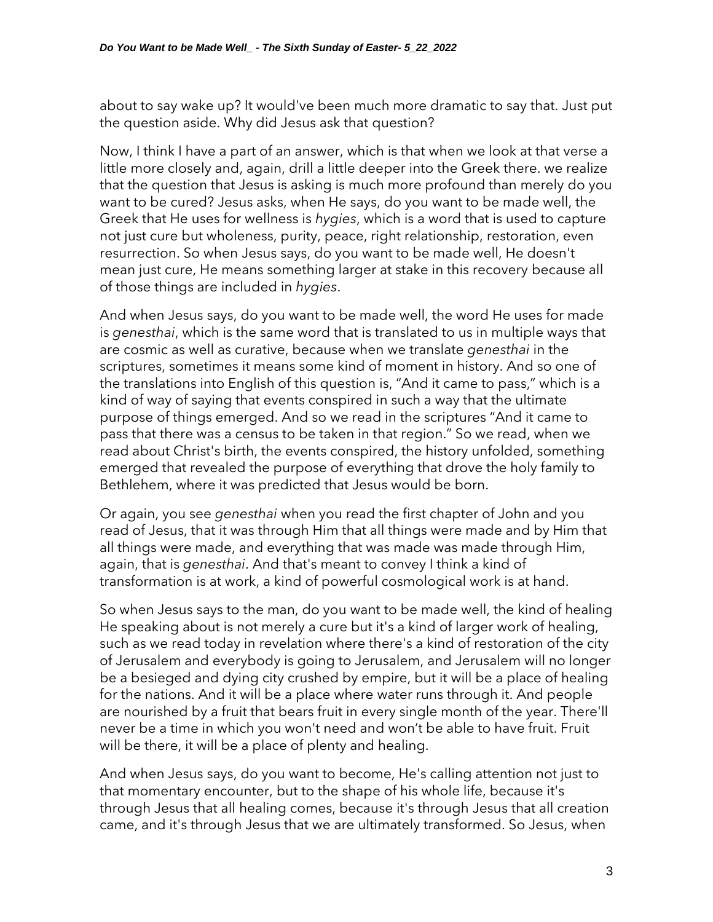about to say wake up? It would've been much more dramatic to say that. Just put the question aside. Why did Jesus ask that question?

Now, I think I have a part of an answer, which is that when we look at that verse a little more closely and, again, drill a little deeper into the Greek there. we realize that the question that Jesus is asking is much more profound than merely do you want to be cured? Jesus asks, when He says, do you want to be made well, the Greek that He uses for wellness is *hygies*, which is a word that is used to capture not just cure but wholeness, purity, peace, right relationship, restoration, even resurrection. So when Jesus says, do you want to be made well, He doesn't mean just cure, He means something larger at stake in this recovery because all of those things are included in *hygies*.

And when Jesus says, do you want to be made well, the word He uses for made is *genesthai*, which is the same word that is translated to us in multiple ways that are cosmic as well as curative, because when we translate *genesthai* in the scriptures, sometimes it means some kind of moment in history. And so one of the translations into English of this question is, "And it came to pass," which is a kind of way of saying that events conspired in such a way that the ultimate purpose of things emerged. And so we read in the scriptures "And it came to pass that there was a census to be taken in that region." So we read, when we read about Christ's birth, the events conspired, the history unfolded, something emerged that revealed the purpose of everything that drove the holy family to Bethlehem, where it was predicted that Jesus would be born.

Or again, you see *genesthai* when you read the first chapter of John and you read of Jesus, that it was through Him that all things were made and by Him that all things were made, and everything that was made was made through Him, again, that is *genesthai*. And that's meant to convey I think a kind of transformation is at work, a kind of powerful cosmological work is at hand.

So when Jesus says to the man, do you want to be made well, the kind of healing He speaking about is not merely a cure but it's a kind of larger work of healing, such as we read today in revelation where there's a kind of restoration of the city of Jerusalem and everybody is going to Jerusalem, and Jerusalem will no longer be a besieged and dying city crushed by empire, but it will be a place of healing for the nations. And it will be a place where water runs through it. And people are nourished by a fruit that bears fruit in every single month of the year. There'll never be a time in which you won't need and won't be able to have fruit. Fruit will be there, it will be a place of plenty and healing.

And when Jesus says, do you want to become, He's calling attention not just to that momentary encounter, but to the shape of his whole life, because it's through Jesus that all healing comes, because it's through Jesus that all creation came, and it's through Jesus that we are ultimately transformed. So Jesus, when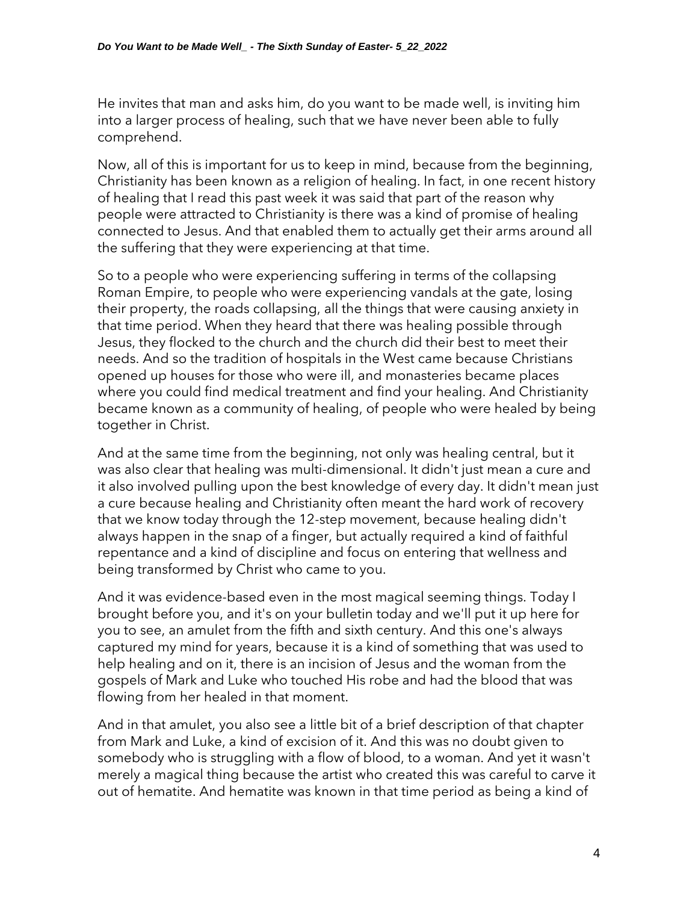He invites that man and asks him, do you want to be made well, is inviting him into a larger process of healing, such that we have never been able to fully comprehend.

Now, all of this is important for us to keep in mind, because from the beginning, Christianity has been known as a religion of healing. In fact, in one recent history of healing that I read this past week it was said that part of the reason why people were attracted to Christianity is there was a kind of promise of healing connected to Jesus. And that enabled them to actually get their arms around all the suffering that they were experiencing at that time.

So to a people who were experiencing suffering in terms of the collapsing Roman Empire, to people who were experiencing vandals at the gate, losing their property, the roads collapsing, all the things that were causing anxiety in that time period. When they heard that there was healing possible through Jesus, they flocked to the church and the church did their best to meet their needs. And so the tradition of hospitals in the West came because Christians opened up houses for those who were ill, and monasteries became places where you could find medical treatment and find your healing. And Christianity became known as a community of healing, of people who were healed by being together in Christ.

And at the same time from the beginning, not only was healing central, but it was also clear that healing was multi-dimensional. It didn't just mean a cure and it also involved pulling upon the best knowledge of every day. It didn't mean just a cure because healing and Christianity often meant the hard work of recovery that we know today through the 12-step movement, because healing didn't always happen in the snap of a finger, but actually required a kind of faithful repentance and a kind of discipline and focus on entering that wellness and being transformed by Christ who came to you.

And it was evidence-based even in the most magical seeming things. Today I brought before you, and it's on your bulletin today and we'll put it up here for you to see, an amulet from the fifth and sixth century. And this one's always captured my mind for years, because it is a kind of something that was used to help healing and on it, there is an incision of Jesus and the woman from the gospels of Mark and Luke who touched His robe and had the blood that was flowing from her healed in that moment.

And in that amulet, you also see a little bit of a brief description of that chapter from Mark and Luke, a kind of excision of it. And this was no doubt given to somebody who is struggling with a flow of blood, to a woman. And yet it wasn't merely a magical thing because the artist who created this was careful to carve it out of hematite. And hematite was known in that time period as being a kind of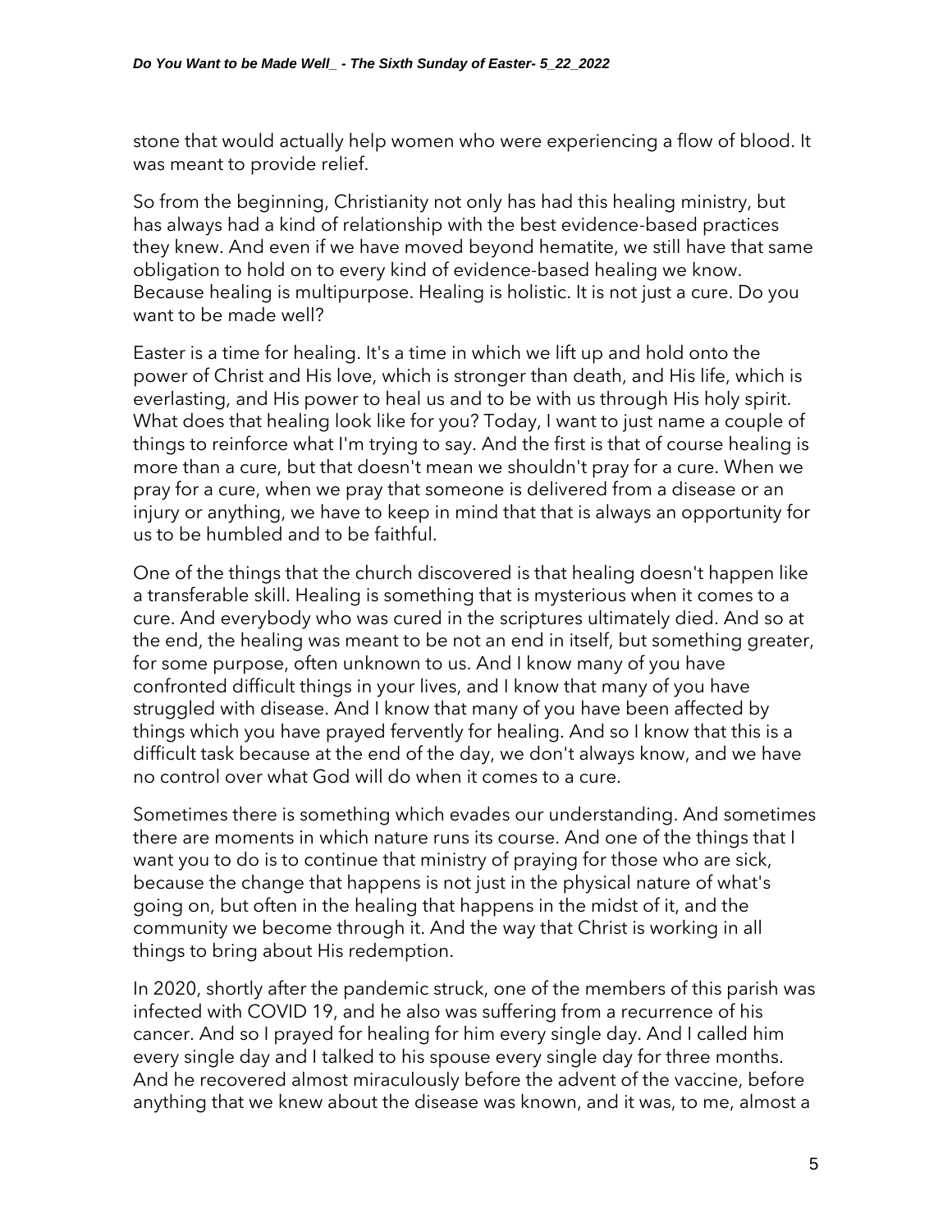stone that would actually help women who were experiencing a flow of blood. It was meant to provide relief.

So from the beginning, Christianity not only has had this healing ministry, but has always had a kind of relationship with the best evidence-based practices they knew. And even if we have moved beyond hematite, we still have that same obligation to hold on to every kind of evidence-based healing we know. Because healing is multipurpose. Healing is holistic. It is not just a cure. Do you want to be made well?

Easter is a time for healing. It's a time in which we lift up and hold onto the power of Christ and His love, which is stronger than death, and His life, which is everlasting, and His power to heal us and to be with us through His holy spirit. What does that healing look like for you? Today, I want to just name a couple of things to reinforce what I'm trying to say. And the first is that of course healing is more than a cure, but that doesn't mean we shouldn't pray for a cure. When we pray for a cure, when we pray that someone is delivered from a disease or an injury or anything, we have to keep in mind that that is always an opportunity for us to be humbled and to be faithful.

One of the things that the church discovered is that healing doesn't happen like a transferable skill. Healing is something that is mysterious when it comes to a cure. And everybody who was cured in the scriptures ultimately died. And so at the end, the healing was meant to be not an end in itself, but something greater, for some purpose, often unknown to us. And I know many of you have confronted difficult things in your lives, and I know that many of you have struggled with disease. And I know that many of you have been affected by things which you have prayed fervently for healing. And so I know that this is a difficult task because at the end of the day, we don't always know, and we have no control over what God will do when it comes to a cure.

Sometimes there is something which evades our understanding. And sometimes there are moments in which nature runs its course. And one of the things that I want you to do is to continue that ministry of praying for those who are sick, because the change that happens is not just in the physical nature of what's going on, but often in the healing that happens in the midst of it, and the community we become through it. And the way that Christ is working in all things to bring about His redemption.

In 2020, shortly after the pandemic struck, one of the members of this parish was infected with COVID 19, and he also was suffering from a recurrence of his cancer. And so I prayed for healing for him every single day. And I called him every single day and I talked to his spouse every single day for three months. And he recovered almost miraculously before the advent of the vaccine, before anything that we knew about the disease was known, and it was, to me, almost a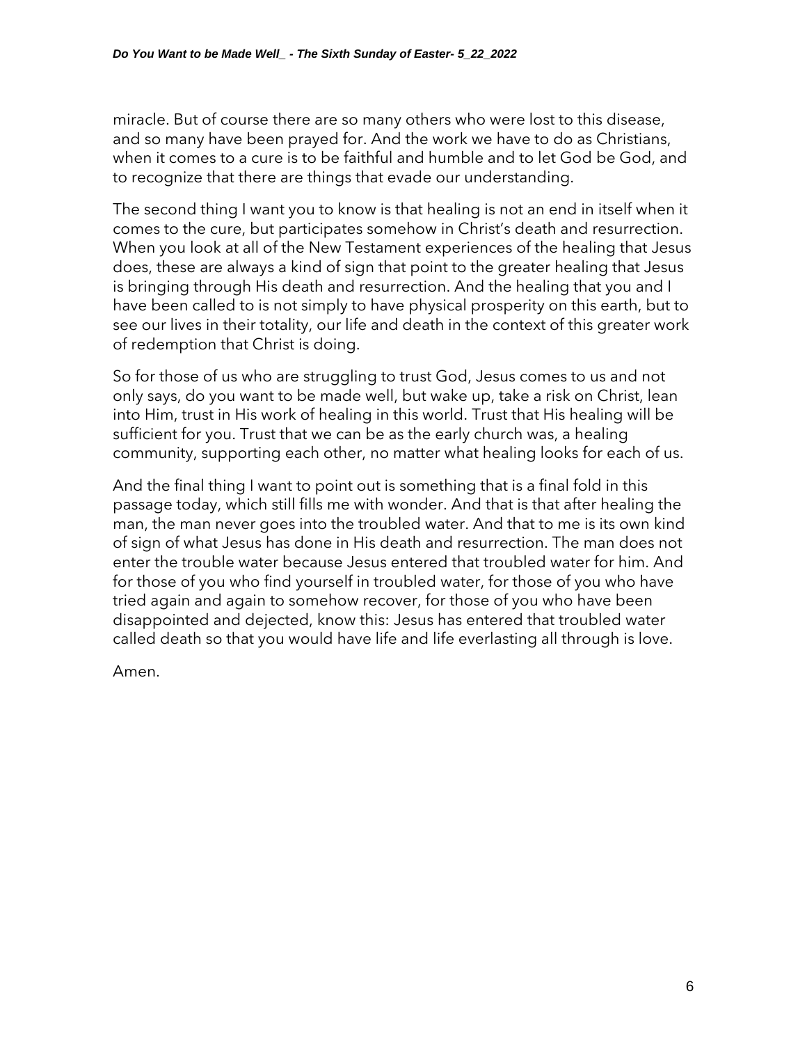miracle. But of course there are so many others who were lost to this disease, and so many have been prayed for. And the work we have to do as Christians, when it comes to a cure is to be faithful and humble and to let God be God, and to recognize that there are things that evade our understanding.

The second thing I want you to know is that healing is not an end in itself when it comes to the cure, but participates somehow in Christ's death and resurrection. When you look at all of the New Testament experiences of the healing that Jesus does, these are always a kind of sign that point to the greater healing that Jesus is bringing through His death and resurrection. And the healing that you and I have been called to is not simply to have physical prosperity on this earth, but to see our lives in their totality, our life and death in the context of this greater work of redemption that Christ is doing.

So for those of us who are struggling to trust God, Jesus comes to us and not only says, do you want to be made well, but wake up, take a risk on Christ, lean into Him, trust in His work of healing in this world. Trust that His healing will be sufficient for you. Trust that we can be as the early church was, a healing community, supporting each other, no matter what healing looks for each of us.

And the final thing I want to point out is something that is a final fold in this passage today, which still fills me with wonder. And that is that after healing the man, the man never goes into the troubled water. And that to me is its own kind of sign of what Jesus has done in His death and resurrection. The man does not enter the trouble water because Jesus entered that troubled water for him. And for those of you who find yourself in troubled water, for those of you who have tried again and again to somehow recover, for those of you who have been disappointed and dejected, know this: Jesus has entered that troubled water called death so that you would have life and life everlasting all through is love.

Amen.